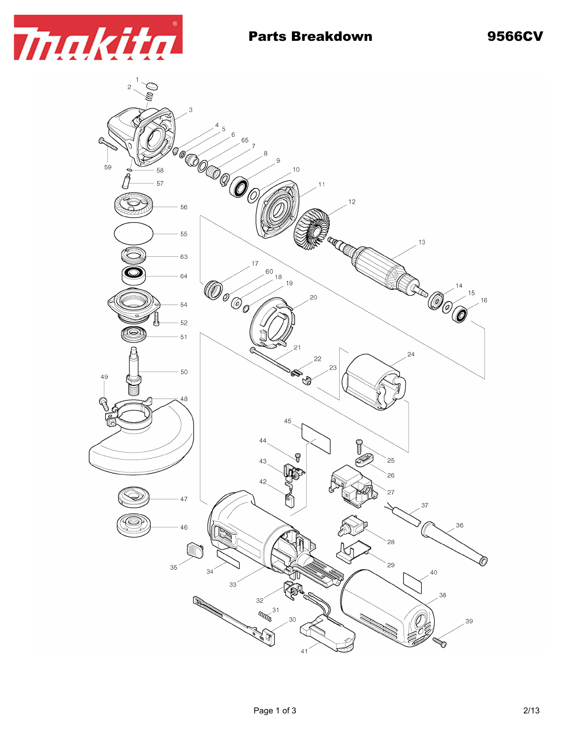# Parts Breakdown

**9566CV**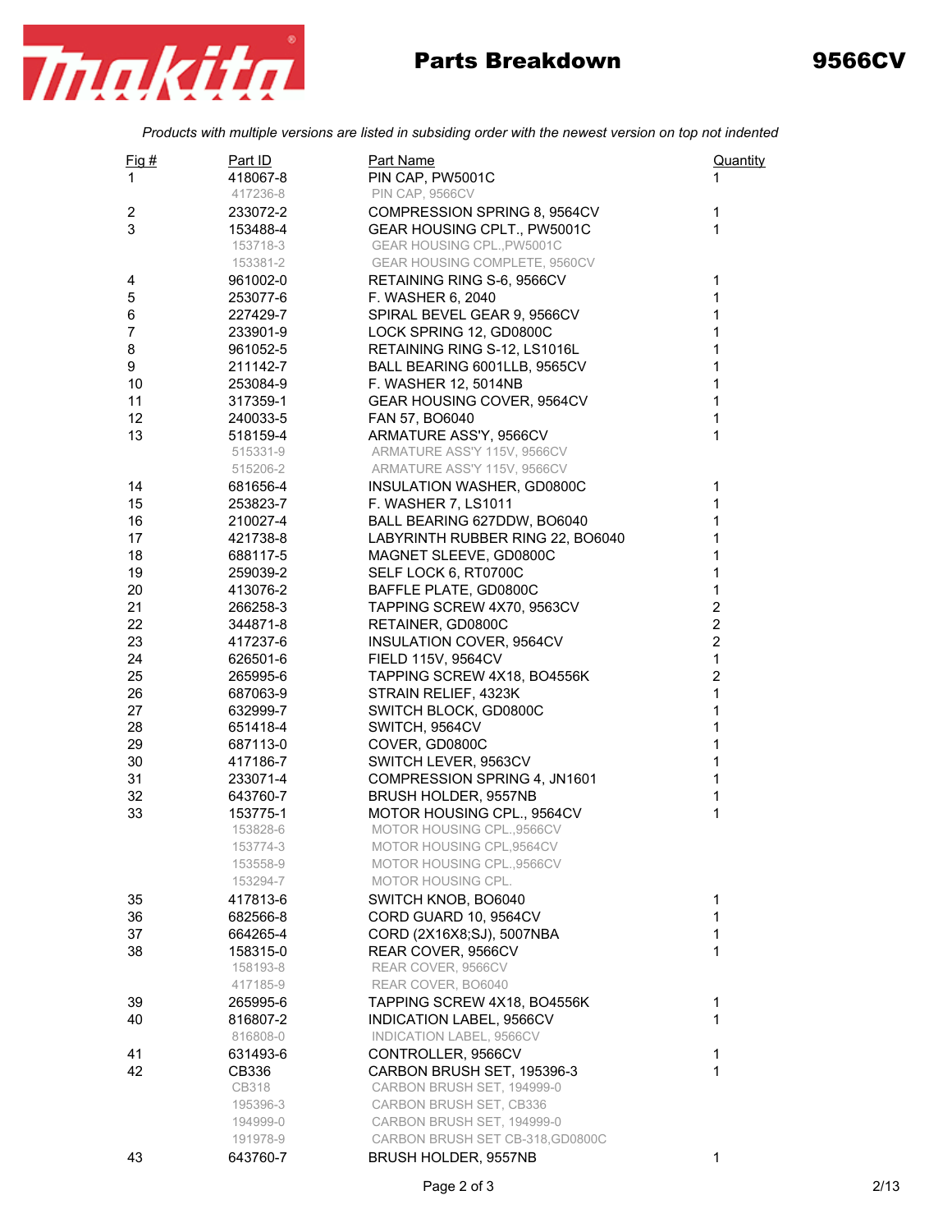# Parts Breakdown

## 9566CV

*Products with multiple versions are listed in subsiding order with the newest version on top not indented*

| Fig # | Part ID | Part Name | Quantity |
|---|---|---|---|
| 1 | 418067-8 | PIN CAP, PW5001C | 1 |
| | 417236-8 | PIN CAP, 9566CV | |
| 2 | 233072-2 | COMPRESSION SPRING 8, 9564CV | 1 |
| 3 | 153488-4 | GEAR HOUSING CPLT., PW5001C | 1 |
| | 153718-3 | GEAR HOUSING CPL.,PW5001C | |
| | 153381-2 | GEAR HOUSING COMPLETE, 9560CV | |
| 4 | 961002-0 | RETAINING RING S-6, 9566CV | 1 |
| 5 | 253077-6 | F. WASHER 6, 2040 | 1 |
| 6 | 227429-7 | SPIRAL BEVEL GEAR 9, 9566CV | 1 |
| 7 | 233901-9 | LOCK SPRING 12, GD0800C | 1 |
| 8 | 961052-5 | RETAINING RING S-12, LS1016L | 1 |
| 9 | 211142-7 | BALL BEARING 6001LLB, 9565CV | 1 |
| 10 | 253084-9 | F. WASHER 12, 5014NB | 1 |
| 11 | 317359-1 | GEAR HOUSING COVER, 9564CV | 1 |
| 12 | 240033-5 | FAN 57, BO6040 | 1 |
| 13 | 518159-4 | ARMATURE ASS'Y, 9566CV | 1 |
| | 515331-9 | ARMATURE ASS'Y 115V, 9566CV | |
| | 515206-2 | ARMATURE ASS'Y 115V, 9566CV | |
| 14 | 681656-4 | INSULATION WASHER, GD0800C | 1 |
| 15 | 253823-7 | F. WASHER 7, LS1011 | 1 |
| 16 | 210027-4 | BALL BEARING 627DDW, BO6040 | 1 |
| 17 | 421738-8 | LABYRINTH RUBBER RING 22, BO6040 | 1 |
| 18 | 688117-5 | MAGNET SLEEVE, GD0800C | 1 |
| 19 | 259039-2 | SELF LOCK 6, RT0700C | 1 |
| 20 | 413076-2 | BAFFLE PLATE, GD0800C | 1 |
| 21 | 266258-3 | TAPPING SCREW 4X70, 9563CV | 2 |
| 22 | 344871-8 | RETAINER, GD0800C | 2 |
| 23 | 417237-6 | INSULATION COVER, 9564CV | 2 |
| 24 | 626501-6 | FIELD 115V, 9564CV | 1 |
| 25 | 265995-6 | TAPPING SCREW 4X18, BO4556K | 2 |
| 26 | 687063-9 | STRAIN RELIEF, 4323K | 1 |
| 27 | 632999-7 | SWITCH BLOCK, GD0800C | 1 |
| 28 | 651418-4 | SWITCH, 9564CV | 1 |
| 29 | 687113-0 | COVER, GD0800C | 1 |
| 30 | 417186-7 | SWITCH LEVER, 9563CV | 1 |
| 31 | 233071-4 | COMPRESSION SPRING 4, JN1601 | 1 |
| 32 | 643760-7 | BRUSH HOLDER, 9557NB | 1 |
| 33 | 153775-1 | MOTOR HOUSING CPL., 9564CV | 1 |
| | 153828-6 | MOTOR HOUSING CPL.,9566CV | |
| | 153774-3 | MOTOR HOUSING CPL,9564CV | |
| | 153558-9 | MOTOR HOUSING CPL.,9566CV | |
| | 153294-7 | MOTOR HOUSING CPL. | |
| 35 | 417813-6 | SWITCH KNOB, BO6040 | 1 |
| 36 | 682566-8 | CORD GUARD 10, 9564CV | 1 |
| 37 | 664265-4 | CORD (2X16X8;SJ), 5007NBA | 1 |
| 38 | 158315-0 | REAR COVER, 9566CV | 1 |
| | 158193-8 | REAR COVER, 9566CV | |
| | 417185-9 | REAR COVER, BO6040 | |
| 39 | 265995-6 | TAPPING SCREW 4X18, BO4556K | 1 |
| 40 | 816807-2 | INDICATION LABEL, 9566CV | 1 |
| | 816808-0 | INDICATION LABEL, 9566CV | |
| 41 | 631493-6 | CONTROLLER, 9566CV | 1 |
| 42 | CB336 | CARBON BRUSH SET, 195396-3 | 1 |
| | CB318 | CARBON BRUSH SET, 194999-0 | |
| | 195396-3 | CARBON BRUSH SET, CB336 | |
| | 194999-0 | CARBON BRUSH SET, 194999-0 | |
| | 191978-9 | CARBON BRUSH SET CB-318,GD0800C | |
| 43 | 643760-7 | BRUSH HOLDER, 9557NB | 1 |

2/13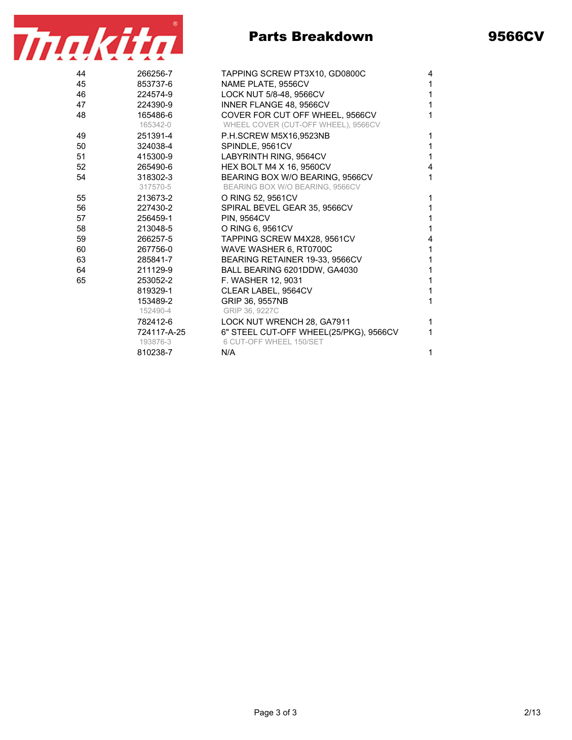# Parts Breakdown

## 9566CV

| | | | |
|---|---|---|---|
| 44 | 266256-7 | TAPPING SCREW PT3X10, GD0800C | 4 |
| 45 | 853737-6 | NAME PLATE, 9556CV | 1 |
| 46 | 224574-9 | LOCK NUT 5/8-48, 9566CV | 1 |
| 47 | 224390-9 | INNER FLANGE 48, 9566CV | 1 |
| 48 | 165486-6 | COVER FOR CUT OFF WHEEL, 9566CV | 1 |
| | 165342-0 | WHEEL COVER (CUT-OFF WHEEL), 9566CV | |
| 49 | 251391-4 | P.H.SCREW M5X16,9523NB | 1 |
| 50 | 324038-4 | SPINDLE, 9561CV | 1 |
| 51 | 415300-9 | LABYRINTH RING, 9564CV | 1 |
| 52 | 265490-6 | HEX BOLT M4 X 16, 9560CV | 4 |
| 54 | 318302-3 | BEARING BOX W/O BEARING, 9566CV | 1 |
| | 317570-5 | BEARING BOX W/O BEARING, 9566CV | |
| 55 | 213673-2 | O RING 52, 9561CV | 1 |
| 56 | 227430-2 | SPIRAL BEVEL GEAR 35, 9566CV | 1 |
| 57 | 256459-1 | PIN, 9564CV | 1 |
| 58 | 213048-5 | O RING 6, 9561CV | 1 |
| 59 | 266257-5 | TAPPING SCREW M4X28, 9561CV | 4 |
| 60 | 267756-0 | WAVE WASHER 6, RT0700C | 1 |
| 63 | 285841-7 | BEARING RETAINER 19-33, 9566CV | 1 |
| 64 | 211129-9 | BALL BEARING 6201DDW, GA4030 | 1 |
| 65 | 253052-2 | F. WASHER 12, 9031 | 1 |
| | 819329-1 | CLEAR LABEL, 9564CV | 1 |
| | 153489-2 | GRIP 36, 9557NB | 1 |
| | 152490-4 | GRIP 36, 9227C | |
| | 782412-6 | LOCK NUT WRENCH 28, GA7911 | 1 |
| | 724117-A-25 | 6" STEEL CUT-OFF WHEEL(25/PKG), 9566CV | 1 |
| | 193876-3 | 6 CUT-OFF WHEEL 150/SET | |
| | 810238-7 | N/A | 1 |